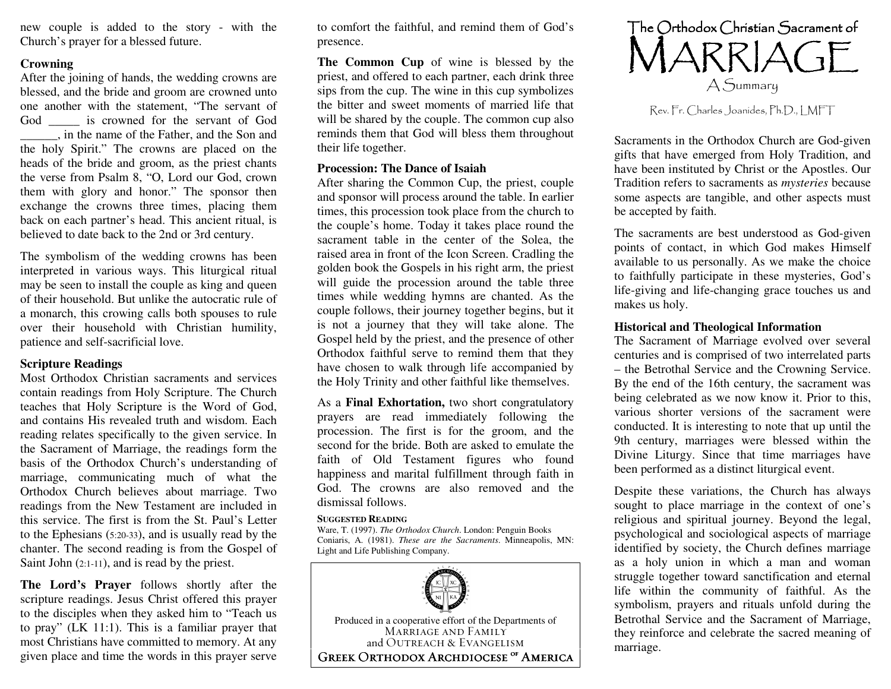new couple is added to the story - with the Church's prayer for a blessed future.

**Crowning**

After the joining of hands, the wedding crowns are blessed, and the bride and groom are crowned unto one another with the statement, "The servant of God _____ is crowned for the servant of God ______, in the name of the Father, and the Son and the holy Spirit." The crowns are placed on the heads of the bride and groom, as the priest chants the verse from Psalm 8, "O, Lord our God, crown them with glory and honor." The sponsor then exchange the crowns three times, placing them back on each partner's head. This ancient ritual, is believed to date back to the 2nd or 3rd century.

The symbolism of the wedding crowns has been interpreted in various ways. This liturgical ritual may be seen to install the couple as king and queen of their household. But unlike the autocratic rule of a monarch, this crowing calls both spouses to rule over their household with Christian humility, patience and self-sacrificial love.

**Scripture Readings**

Most Orthodox Christian sacraments and services contain readings from Holy Scripture. The Church teaches that Holy Scripture is the Word of God, and contains His revealed truth and wisdom. Each reading relates specifically to the given service. In the Sacrament of Marriage, the readings form the basis of the Orthodox Church's understanding of marriage, communicating much of what the Orthodox Church believes about marriage. Two readings from the New Testament are included in this service. The first is from the St. Paul's Letter to the Ephesians (5:20-33), and is usually read by the chanter. The second reading is from the Gospel of Saint John (2:1-11), and is read by the priest.

**The Lord's Prayer** follows shortly after the scripture readings. Jesus Christ offered this prayer to the disciples when they asked him to "Teach us to pray" (LK 11:1). This is a familiar prayer that most Christians have committed to memory. At any given place and time the words in this prayer serve to comfort the faithful, and remind them of God's presence.

**The Common Cup** of wine is blessed by the priest, and offered to each partner, each drink three sips from the cup. The wine in this cup symbolizes the bitter and sweet moments of married life that will be shared by the couple. The common cup also reminds them that God will bless them throughout their life together.

**Procession: The Dance of Isaiah**

After sharing the Common Cup, the priest, couple and sponsor will process around the table. In earlier times, this procession took place from the church to the couple's home. Today it takes place round the sacrament table in the center of the Solea, the raised area in front of the Icon Screen. Cradling the golden book the Gospels in his right arm, the priest will guide the procession around the table three times while wedding hymns are chanted. As the couple follows, their journey together begins, but it is not a journey that they will take alone. The Gospel held by the priest, and the presence of other Orthodox faithful serve to remind them that they have chosen to walk through life accompanied by the Holy Trinity and other faithful like themselves.

As a **Final Exhortation,** two short congratulatory prayers are read immediately following the procession. The first is for the groom, and the second for the bride. Both are asked to emulate the faith of Old Testament figures who found happiness and marital fulfillment through faith in God. The crowns are also removed and the dismissal follows.

**SUGGESTED READING**

Ware, T. (1997). *The Orthodox Church*. London: Penguin Books
Coniaris, A. (1981). *These are the Sacraments*. Minneapolis, MN: Light and Life Publishing Company.

Produced in a cooperative effort of the Departments of
MARRIAGE AND FAMILY
and OUTREACH & EVANGELISM
GREEK ORTHODOX ARCHDIOCESE OF AMERICA

# The Orthodox Christian Sacrament of MARRIAGE
## A Summary

Rev. Fr. Charles Joanides, Ph.D., LMFT

Sacraments in the Orthodox Church are God-given gifts that have emerged from Holy Tradition, and have been instituted by Christ or the Apostles. Our Tradition refers to sacraments as *mysteries* because some aspects are tangible, and other aspects must be accepted by faith.

The sacraments are best understood as God-given points of contact, in which God makes Himself available to us personally. As we make the choice to faithfully participate in these mysteries, God's life-giving and life-changing grace touches us and makes us holy.

**Historical and Theological Information**

The Sacrament of Marriage evolved over several centuries and is comprised of two interrelated parts – the Betrothal Service and the Crowning Service. By the end of the 16th century, the sacrament was being celebrated as we now know it. Prior to this, various shorter versions of the sacrament were conducted. It is interesting to note that up until the 9th century, marriages were blessed within the Divine Liturgy. Since that time marriages have been performed as a distinct liturgical event.

Despite these variations, the Church has always sought to place marriage in the context of one's religious and spiritual journey. Beyond the legal, psychological and sociological aspects of marriage identified by society, the Church defines marriage as a holy union in which a man and woman struggle together toward sanctification and eternal life within the community of faithful. As the symbolism, prayers and rituals unfold during the Betrothal Service and the Sacrament of Marriage, they reinforce and celebrate the sacred meaning of marriage.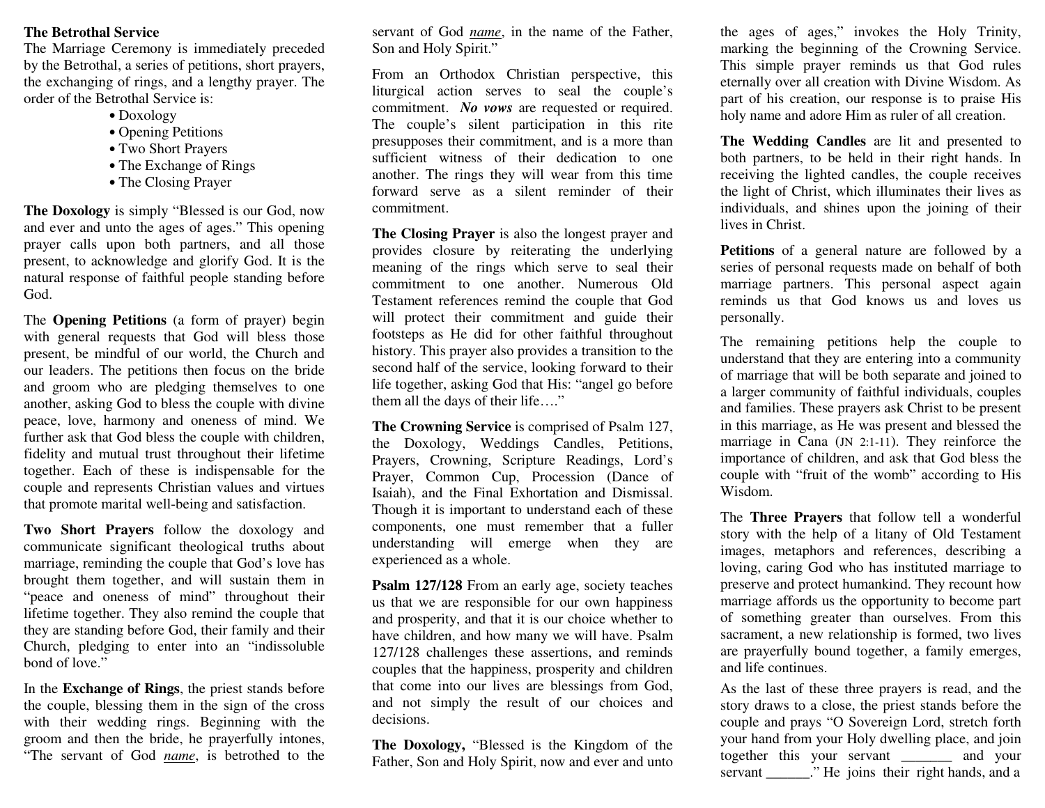**The Betrothal Service**

The Marriage Ceremony is immediately preceded by the Betrothal, a series of petitions, short prayers, the exchanging of rings, and a lengthy prayer. The order of the Betrothal Service is:

- Doxology
- Opening Petitions
- Two Short Prayers
- The Exchange of Rings
- The Closing Prayer

**The Doxology** is simply "Blessed is our God, now and ever and unto the ages of ages." This opening prayer calls upon both partners, and all those present, to acknowledge and glorify God. It is the natural response of faithful people standing before God.

The **Opening Petitions** (a form of prayer) begin with general requests that God will bless those present, be mindful of our world, the Church and our leaders. The petitions then focus on the bride and groom who are pledging themselves to one another, asking God to bless the couple with divine peace, love, harmony and oneness of mind. We further ask that God bless the couple with children, fidelity and mutual trust throughout their lifetime together. Each of these is indispensable for the couple and represents Christian values and virtues that promote marital well-being and satisfaction.

**Two Short Prayers** follow the doxology and communicate significant theological truths about marriage, reminding the couple that God's love has brought them together, and will sustain them in "peace and oneness of mind" throughout their lifetime together. They also remind the couple that they are standing before God, their family and their Church, pledging to enter into an "indissoluble bond of love."

In the **Exchange of Rings**, the priest stands before the couple, blessing them in the sign of the cross with their wedding rings. Beginning with the groom and then the bride, he prayerfully intones, "The servant of God *name*, is betrothed to the servant of God *name*, in the name of the Father, Son and Holy Spirit."

From an Orthodox Christian perspective, this liturgical action serves to seal the couple's commitment. ***No vows*** are requested or required. The couple's silent participation in this rite presupposes their commitment, and is a more than sufficient witness of their dedication to one another. The rings they will wear from this time forward serve as a silent reminder of their commitment.

**The Closing Prayer** is also the longest prayer and provides closure by reiterating the underlying meaning of the rings which serve to seal their commitment to one another. Numerous Old Testament references remind the couple that God will protect their commitment and guide their footsteps as He did for other faithful throughout history. This prayer also provides a transition to the second half of the service, looking forward to their life together, asking God that His: "angel go before them all the days of their life…."

**The Crowning Service** is comprised of Psalm 127, the Doxology, Weddings Candles, Petitions, Prayers, Crowning, Scripture Readings, Lord's Prayer, Common Cup, Procession (Dance of Isaiah), and the Final Exhortation and Dismissal. Though it is important to understand each of these components, one must remember that a fuller understanding will emerge when they are experienced as a whole.

**Psalm 127/128** From an early age, society teaches us that we are responsible for our own happiness and prosperity, and that it is our choice whether to have children, and how many we will have. Psalm 127/128 challenges these assertions, and reminds couples that the happiness, prosperity and children that come into our lives are blessings from God, and not simply the result of our choices and decisions.

**The Doxology,** "Blessed is the Kingdom of the Father, Son and Holy Spirit, now and ever and unto the ages of ages," invokes the Holy Trinity, marking the beginning of the Crowning Service. This simple prayer reminds us that God rules eternally over all creation with Divine Wisdom. As part of his creation, our response is to praise His holy name and adore Him as ruler of all creation.

**The Wedding Candles** are lit and presented to both partners, to be held in their right hands. In receiving the lighted candles, the couple receives the light of Christ, which illuminates their lives as individuals, and shines upon the joining of their lives in Christ.

**Petitions** of a general nature are followed by a series of personal requests made on behalf of both marriage partners. This personal aspect again reminds us that God knows us and loves us personally.

The remaining petitions help the couple to understand that they are entering into a community of marriage that will be both separate and joined to a larger community of faithful individuals, couples and families. These prayers ask Christ to be present in this marriage, as He was present and blessed the marriage in Cana (JN 2:1-11). They reinforce the importance of children, and ask that God bless the couple with "fruit of the womb" according to His Wisdom.

The **Three Prayers** that follow tell a wonderful story with the help of a litany of Old Testament images, metaphors and references, describing a loving, caring God who has instituted marriage to preserve and protect humankind. They recount how marriage affords us the opportunity to become part of something greater than ourselves. From this sacrament, a new relationship is formed, two lives are prayerfully bound together, a family emerges, and life continues.

As the last of these three prayers is read, and the story draws to a close, the priest stands before the couple and prays "O Sovereign Lord, stretch forth your hand from your Holy dwelling place, and join together this your servant _______ and your servant ______." He joins their right hands, and a